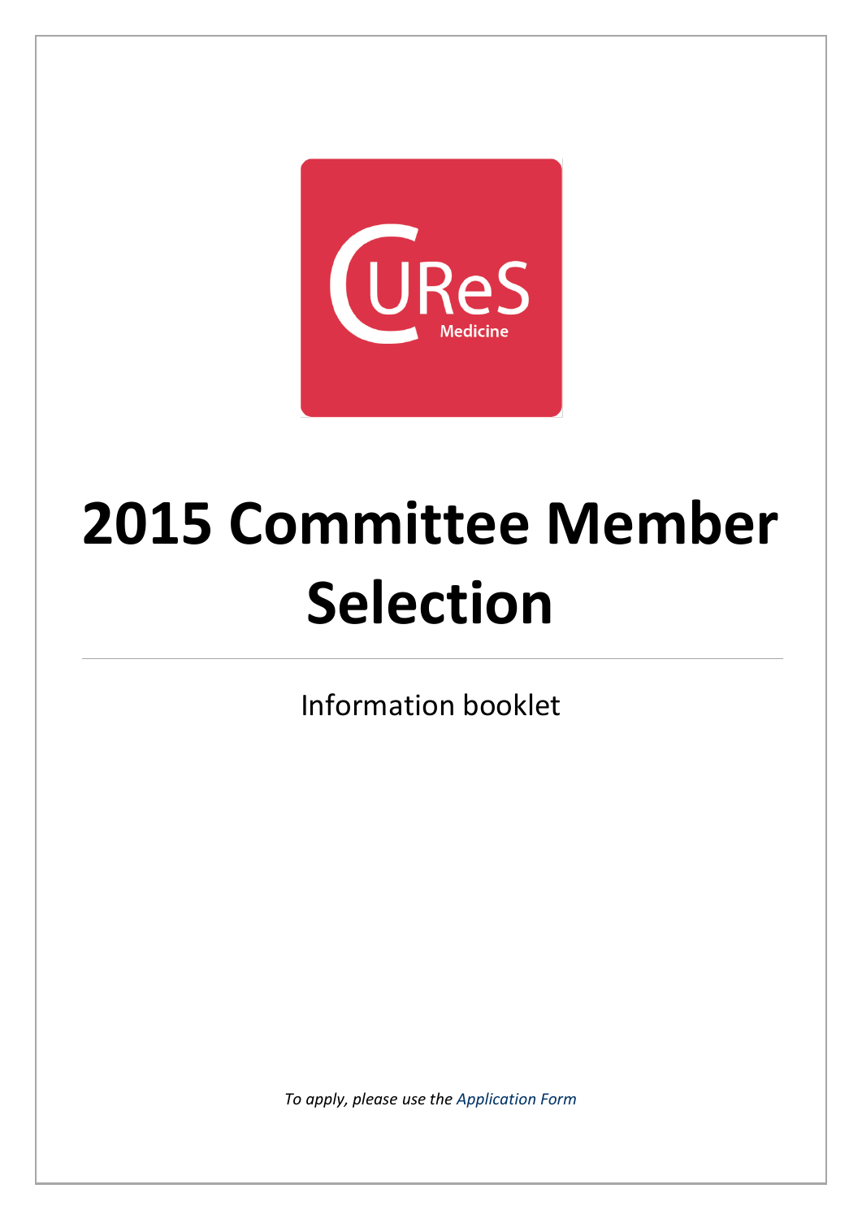CUReS Medicine

# 2015 Committee Member Selection

Information booklet

*To apply, please use the Application Form*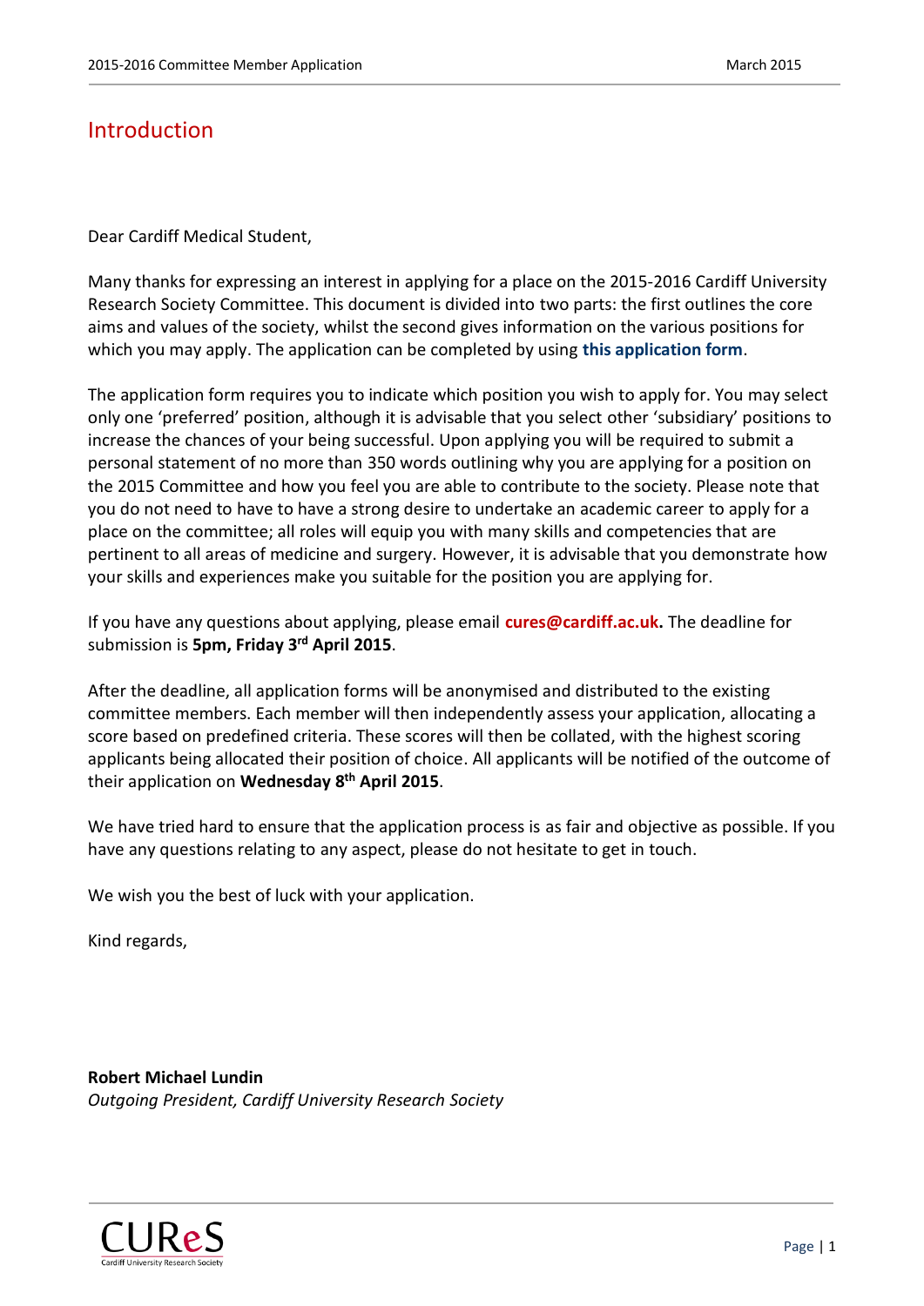# Introduction

Dear Cardiff Medical Student,

Many thanks for expressing an interest in applying for a place on the 2015-2016 Cardiff University Research Society Committee. This document is divided into two parts: the first outlines the core aims and values of the society, whilst the second gives information on the various positions for which you may apply. The application can be completed by using **this application form**.

The application form requires you to indicate which position you wish to apply for. You may select only one 'preferred' position, although it is advisable that you select other 'subsidiary' positions to increase the chances of your being successful. Upon applying you will be required to submit a personal statement of no more than 350 words outlining why you are applying for a position on the 2015 Committee and how you feel you are able to contribute to the society. Please note that you do not need to have to have a strong desire to undertake an academic career to apply for a place on the committee; all roles will equip you with many skills and competencies that are pertinent to all areas of medicine and surgery. However, it is advisable that you demonstrate how your skills and experiences make you suitable for the position you are applying for.

If you have any questions about applying, please email **cures@cardiff.ac.uk.** The deadline for submission is **5pm, Friday 3rd April 2015**.

After the deadline, all application forms will be anonymised and distributed to the existing committee members. Each member will then independently assess your application, allocating a score based on predefined criteria. These scores will then be collated, with the highest scoring applicants being allocated their position of choice. All applicants will be notified of the outcome of their application on **Wednesday 8th April 2015**.

We have tried hard to ensure that the application process is as fair and objective as possible. If you have any questions relating to any aspect, please do not hesitate to get in touch.

We wish you the best of luck with your application.

Kind regards,

**Robert Michael Lundin**
*Outgoing President, Cardiff University Research Society*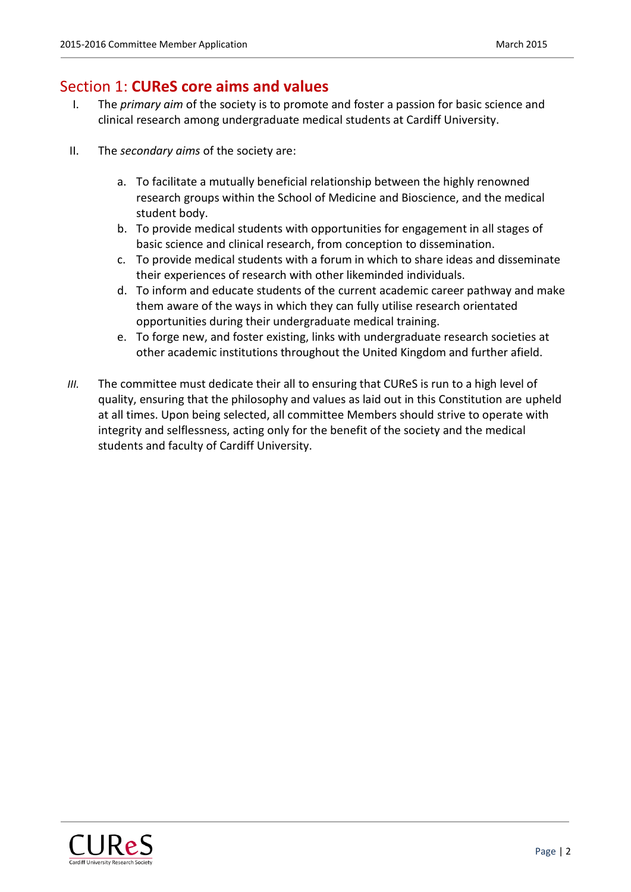## Section 1: **CUReS core aims and values**

I. The *primary aim* of the society is to promote and foster a passion for basic science and clinical research among undergraduate medical students at Cardiff University.

II. The *secondary aims* of the society are:

   a. To facilitate a mutually beneficial relationship between the highly renowned research groups within the School of Medicine and Bioscience, and the medical student body.
   b. To provide medical students with opportunities for engagement in all stages of basic science and clinical research, from conception to dissemination.
   c. To provide medical students with a forum in which to share ideas and disseminate their experiences of research with other likeminded individuals.
   d. To inform and educate students of the current academic career pathway and make them aware of the ways in which they can fully utilise research orientated opportunities during their undergraduate medical training.
   e. To forge new, and foster existing, links with undergraduate research societies at other academic institutions throughout the United Kingdom and further afield.

*III.* The committee must dedicate their all to ensuring that CUReS is run to a high level of quality, ensuring that the philosophy and values as laid out in this Constitution are upheld at all times. Upon being selected, all committee Members should strive to operate with integrity and selflessness, acting only for the benefit of the society and the medical students and faculty of Cardiff University.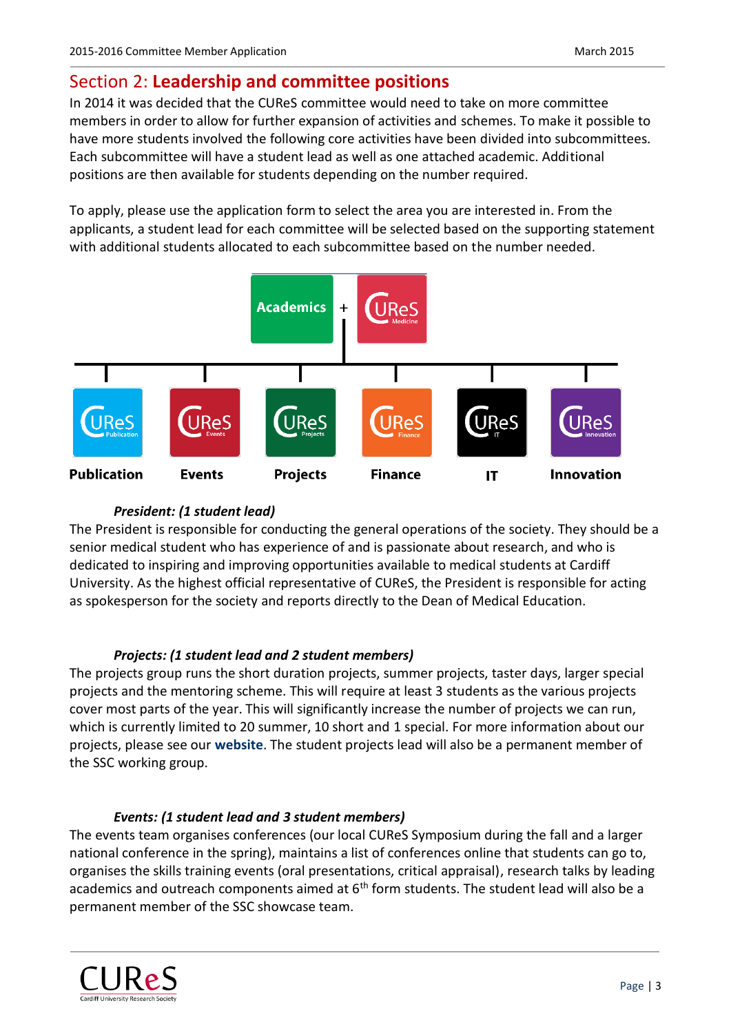## Section 2: **Leadership and committee positions**

In 2014 it was decided that the CUReS committee would need to take on more committee members in order to allow for further expansion of activities and schemes. To make it possible to have more students involved the following core activities have been divided into subcommittees. Each subcommittee will have a student lead as well as one attached academic. Additional positions are then available for students depending on the number required.

To apply, please use the application form to select the area you are interested in. From the applicants, a student lead for each committee will be selected based on the supporting statement with additional students allocated to each subcommittee based on the number needed.

Academics + CUReS Medicine

Publication | Events | Projects | Finance | IT | Innovation

***President: (1 student lead)***

The President is responsible for conducting the general operations of the society. They should be a senior medical student who has experience of and is passionate about research, and who is dedicated to inspiring and improving opportunities available to medical students at Cardiff University. As the highest official representative of CUReS, the President is responsible for acting as spokesperson for the society and reports directly to the Dean of Medical Education.

***Projects: (1 student lead and 2 student members)***

The projects group runs the short duration projects, summer projects, taster days, larger special projects and the mentoring scheme. This will require at least 3 students as the various projects cover most parts of the year. This will significantly increase the number of projects we can run, which is currently limited to 20 summer, 10 short and 1 special. For more information about our projects, please see our **website**. The student projects lead will also be a permanent member of the SSC working group.

***Events: (1 student lead and 3 student members)***

The events team organises conferences (our local CUReS Symposium during the fall and a larger national conference in the spring), maintains a list of conferences online that students can go to, organises the skills training events (oral presentations, critical appraisal), research talks by leading academics and outreach components aimed at 6th form students. The student lead will also be a permanent member of the SSC showcase team.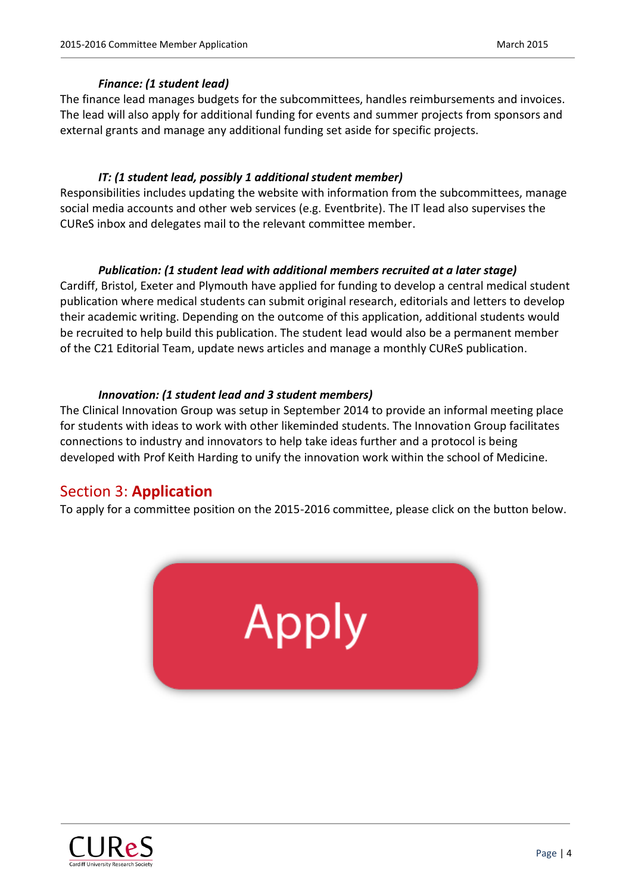***Finance: (1 student lead)***

The finance lead manages budgets for the subcommittees, handles reimbursements and invoices. The lead will also apply for additional funding for events and summer projects from sponsors and external grants and manage any additional funding set aside for specific projects.

***IT: (1 student lead, possibly 1 additional student member)***

Responsibilities includes updating the website with information from the subcommittees, manage social media accounts and other web services (e.g. Eventbrite). The IT lead also supervises the CUReS inbox and delegates mail to the relevant committee member.

***Publication: (1 student lead with additional members recruited at a later stage)***

Cardiff, Bristol, Exeter and Plymouth have applied for funding to develop a central medical student publication where medical students can submit original research, editorials and letters to develop their academic writing. Depending on the outcome of this application, additional students would be recruited to help build this publication. The student lead would also be a permanent member of the C21 Editorial Team, update news articles and manage a monthly CUReS publication.

***Innovation: (1 student lead and 3 student members)***

The Clinical Innovation Group was setup in September 2014 to provide an informal meeting place for students with ideas to work with other likeminded students. The Innovation Group facilitates connections to industry and innovators to help take ideas further and a protocol is being developed with Prof Keith Harding to unify the innovation work within the school of Medicine.

## Section 3: **Application**

To apply for a committee position on the 2015-2016 committee, please click on the button below.

Apply